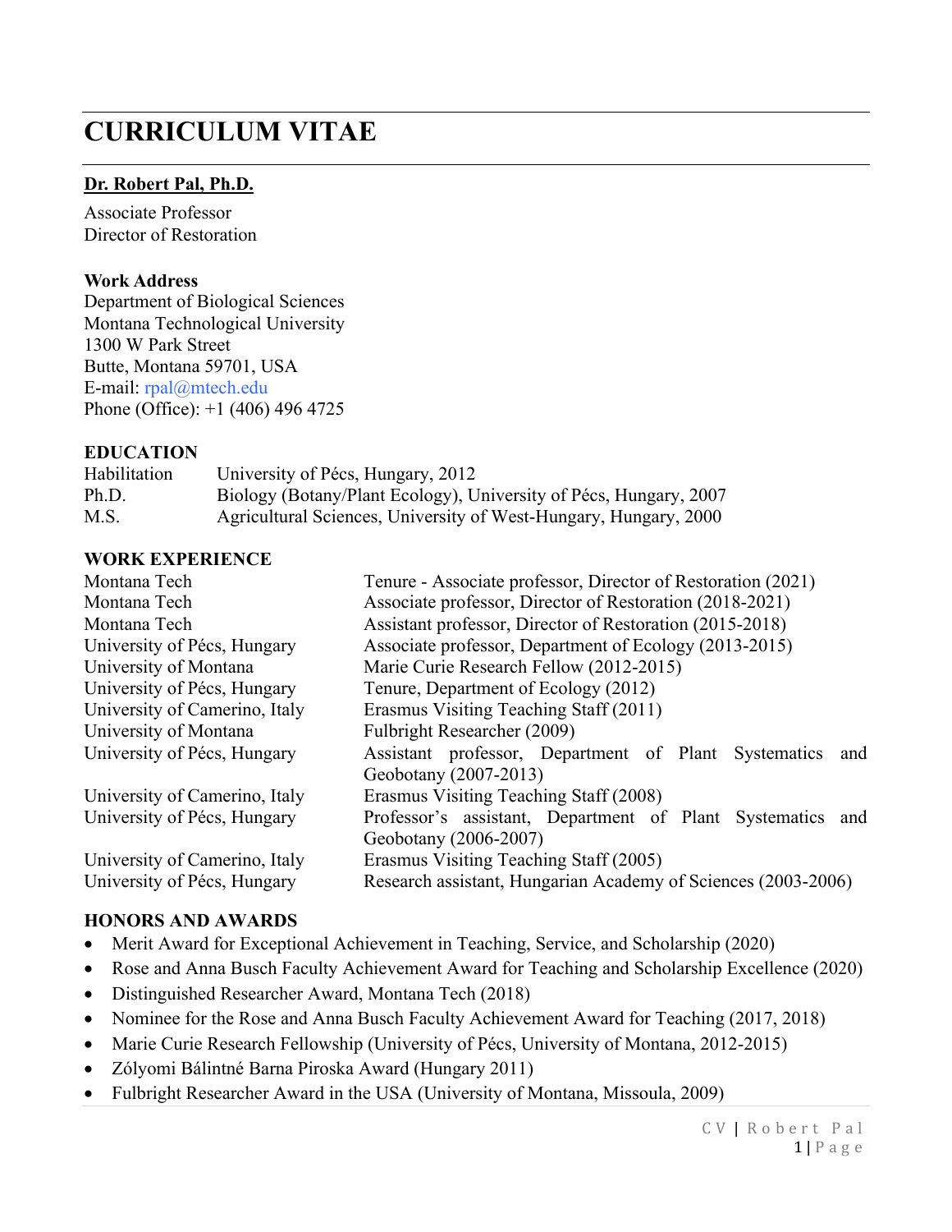# CURRICULUM VITAE

**Dr. Robert Pal, Ph.D.**

Associate Professor
Director of Restoration

**Work Address**
Department of Biological Sciences
Montana Technological University
1300 W Park Street
Butte, Montana 59701, USA
E-mail: rpal@mtech.edu
Phone (Office): +1 (406) 496 4725

## EDUCATION

| | |
|---|---|
| Habilitation | University of Pécs, Hungary, 2012 |
| Ph.D. | Biology (Botany/Plant Ecology), University of Pécs, Hungary, 2007 |
| M.S. | Agricultural Sciences, University of West-Hungary, Hungary, 2000 |

## WORK EXPERIENCE

| | |
|---|---|
| Montana Tech | Tenure - Associate professor, Director of Restoration (2021) |
| Montana Tech | Associate professor, Director of Restoration (2018-2021) |
| Montana Tech | Assistant professor, Director of Restoration (2015-2018) |
| University of Pécs, Hungary | Associate professor, Department of Ecology (2013-2015) |
| University of Montana | Marie Curie Research Fellow (2012-2015) |
| University of Pécs, Hungary | Tenure, Department of Ecology (2012) |
| University of Camerino, Italy | Erasmus Visiting Teaching Staff (2011) |
| University of Montana | Fulbright Researcher (2009) |
| University of Pécs, Hungary | Assistant professor, Department of Plant Systematics and Geobotany (2007-2013) |
| University of Camerino, Italy | Erasmus Visiting Teaching Staff (2008) |
| University of Pécs, Hungary | Professor's assistant, Department of Plant Systematics and Geobotany (2006-2007) |
| University of Camerino, Italy | Erasmus Visiting Teaching Staff (2005) |
| University of Pécs, Hungary | Research assistant, Hungarian Academy of Sciences (2003-2006) |

## HONORS AND AWARDS

- Merit Award for Exceptional Achievement in Teaching, Service, and Scholarship (2020)
- Rose and Anna Busch Faculty Achievement Award for Teaching and Scholarship Excellence (2020)
- Distinguished Researcher Award, Montana Tech (2018)
- Nominee for the Rose and Anna Busch Faculty Achievement Award for Teaching (2017, 2018)
- Marie Curie Research Fellowship (University of Pécs, University of Montana, 2012-2015)
- Zólyomi Bálintné Barna Piroska Award (Hungary 2011)
- Fulbright Researcher Award in the USA (University of Montana, Missoula, 2009)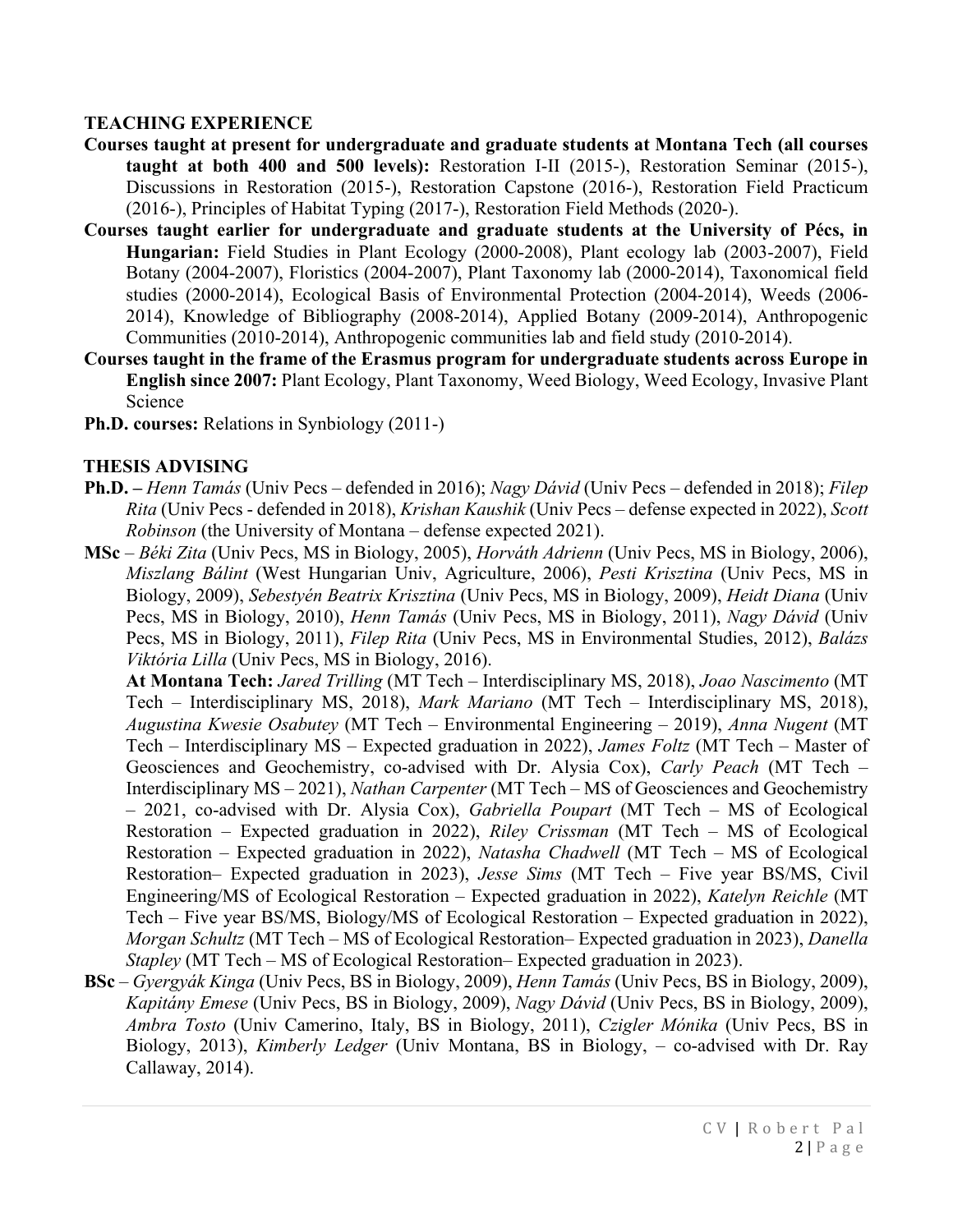## TEACHING EXPERIENCE

**Courses taught at present for undergraduate and graduate students at Montana Tech (all courses taught at both 400 and 500 levels):** Restoration I-II (2015-), Restoration Seminar (2015-), Discussions in Restoration (2015-), Restoration Capstone (2016-), Restoration Field Practicum (2016-), Principles of Habitat Typing (2017-), Restoration Field Methods (2020-).

**Courses taught earlier for undergraduate and graduate students at the University of Pécs, in Hungarian:** Field Studies in Plant Ecology (2000-2008), Plant ecology lab (2003-2007), Field Botany (2004-2007), Floristics (2004-2007), Plant Taxonomy lab (2000-2014), Taxonomical field studies (2000-2014), Ecological Basis of Environmental Protection (2004-2014), Weeds (2006-2014), Knowledge of Bibliography (2008-2014), Applied Botany (2009-2014), Anthropogenic Communities (2010-2014), Anthropogenic communities lab and field study (2010-2014).

**Courses taught in the frame of the Erasmus program for undergraduate students across Europe in English since 2007:** Plant Ecology, Plant Taxonomy, Weed Biology, Weed Ecology, Invasive Plant Science

**Ph.D. courses:** Relations in Synbiology (2011-)

## THESIS ADVISING

**Ph.D. –** *Henn Tamás* (Univ Pecs – defended in 2016); *Nagy Dávid* (Univ Pecs – defended in 2018); *Filep Rita* (Univ Pecs - defended in 2018), *Krishan Kaushik* (Univ Pecs – defense expected in 2022), *Scott Robinson* (the University of Montana – defense expected 2021).

**MSc** – *Béki Zita* (Univ Pecs, MS in Biology, 2005), *Horváth Adrienn* (Univ Pecs, MS in Biology, 2006), *Miszlang Bálint* (West Hungarian Univ, Agriculture, 2006), *Pesti Krisztina* (Univ Pecs, MS in Biology, 2009), *Sebestyén Beatrix Krisztina* (Univ Pecs, MS in Biology, 2009), *Heidt Diana* (Univ Pecs, MS in Biology, 2010), *Henn Tamás* (Univ Pecs, MS in Biology, 2011), *Nagy Dávid* (Univ Pecs, MS in Biology, 2011), *Filep Rita* (Univ Pecs, MS in Environmental Studies, 2012), *Balázs Viktória Lilla* (Univ Pecs, MS in Biology, 2016).

**At Montana Tech:** *Jared Trilling* (MT Tech – Interdisciplinary MS, 2018), *Joao Nascimento* (MT Tech – Interdisciplinary MS, 2018), *Mark Mariano* (MT Tech – Interdisciplinary MS, 2018), *Augustina Kwesie Osabutey* (MT Tech – Environmental Engineering – 2019), *Anna Nugent* (MT Tech – Interdisciplinary MS – Expected graduation in 2022), *James Foltz* (MT Tech – Master of Geosciences and Geochemistry, co-advised with Dr. Alysia Cox), *Carly Peach* (MT Tech – Interdisciplinary MS – 2021), *Nathan Carpenter* (MT Tech – MS of Geosciences and Geochemistry – 2021, co-advised with Dr. Alysia Cox), *Gabriella Poupart* (MT Tech – MS of Ecological Restoration – Expected graduation in 2022), *Riley Crissman* (MT Tech – MS of Ecological Restoration – Expected graduation in 2022), *Natasha Chadwell* (MT Tech – MS of Ecological Restoration– Expected graduation in 2023), *Jesse Sims* (MT Tech – Five year BS/MS, Civil Engineering/MS of Ecological Restoration – Expected graduation in 2022), *Katelyn Reichle* (MT Tech – Five year BS/MS, Biology/MS of Ecological Restoration – Expected graduation in 2022), *Morgan Schultz* (MT Tech – MS of Ecological Restoration– Expected graduation in 2023), *Danella Stapley* (MT Tech – MS of Ecological Restoration– Expected graduation in 2023).

**BSc** – *Gyergyák Kinga* (Univ Pecs, BS in Biology, 2009), *Henn Tamás* (Univ Pecs, BS in Biology, 2009), *Kapitány Emese* (Univ Pecs, BS in Biology, 2009), *Nagy Dávid* (Univ Pecs, BS in Biology, 2009), *Ambra Tosto* (Univ Camerino, Italy, BS in Biology, 2011), *Czigler Mónika* (Univ Pecs, BS in Biology, 2013), *Kimberly Ledger* (Univ Montana, BS in Biology, – co-advised with Dr. Ray Callaway, 2014).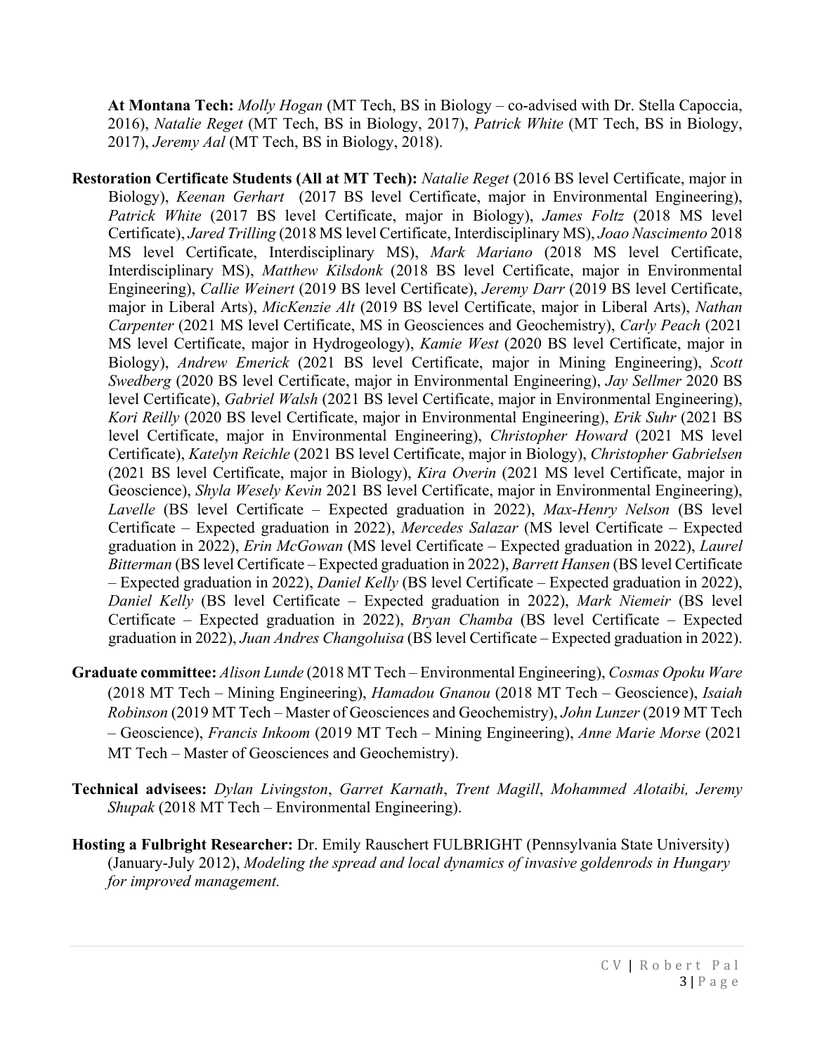**At Montana Tech:** *Molly Hogan* (MT Tech, BS in Biology – co-advised with Dr. Stella Capoccia, 2016), *Natalie Reget* (MT Tech, BS in Biology, 2017), *Patrick White* (MT Tech, BS in Biology, 2017), *Jeremy Aal* (MT Tech, BS in Biology, 2018).

**Restoration Certificate Students (All at MT Tech):** *Natalie Reget* (2016 BS level Certificate, major in Biology), *Keenan Gerhart* (2017 BS level Certificate, major in Environmental Engineering), *Patrick White* (2017 BS level Certificate, major in Biology), *James Foltz* (2018 MS level Certificate), *Jared Trilling* (2018 MS level Certificate, Interdisciplinary MS), *Joao Nascimento* 2018 MS level Certificate, Interdisciplinary MS), *Mark Mariano* (2018 MS level Certificate, Interdisciplinary MS), *Matthew Kilsdonk* (2018 BS level Certificate, major in Environmental Engineering), *Callie Weinert* (2019 BS level Certificate), *Jeremy Darr* (2019 BS level Certificate, major in Liberal Arts), *MicKenzie Alt* (2019 BS level Certificate, major in Liberal Arts), *Nathan Carpenter* (2021 MS level Certificate, MS in Geosciences and Geochemistry), *Carly Peach* (2021 MS level Certificate, major in Hydrogeology), *Kamie West* (2020 BS level Certificate, major in Biology), *Andrew Emerick* (2021 BS level Certificate, major in Mining Engineering), *Scott Swedberg* (2020 BS level Certificate, major in Environmental Engineering), *Jay Sellmer* 2020 BS level Certificate), *Gabriel Walsh* (2021 BS level Certificate, major in Environmental Engineering), *Kori Reilly* (2020 BS level Certificate, major in Environmental Engineering), *Erik Suhr* (2021 BS level Certificate, major in Environmental Engineering), *Christopher Howard* (2021 MS level Certificate), *Katelyn Reichle* (2021 BS level Certificate, major in Biology), *Christopher Gabrielsen* (2021 BS level Certificate, major in Biology), *Kira Overin* (2021 MS level Certificate, major in Geoscience), *Shyla Wesely Kevin* 2021 BS level Certificate, major in Environmental Engineering), *Lavelle* (BS level Certificate – Expected graduation in 2022), *Max-Henry Nelson* (BS level Certificate – Expected graduation in 2022), *Mercedes Salazar* (MS level Certificate – Expected graduation in 2022), *Erin McGowan* (MS level Certificate – Expected graduation in 2022), *Laurel Bitterman* (BS level Certificate – Expected graduation in 2022), *Barrett Hansen* (BS level Certificate – Expected graduation in 2022), *Daniel Kelly* (BS level Certificate – Expected graduation in 2022), *Daniel Kelly* (BS level Certificate – Expected graduation in 2022), *Mark Niemeir* (BS level Certificate – Expected graduation in 2022), *Bryan Chamba* (BS level Certificate – Expected graduation in 2022), *Juan Andres Changoluisa* (BS level Certificate – Expected graduation in 2022).

**Graduate committee:** *Alison Lunde* (2018 MT Tech – Environmental Engineering), *Cosmas Opoku Ware* (2018 MT Tech – Mining Engineering), *Hamadou Gnanou* (2018 MT Tech – Geoscience), *Isaiah Robinson* (2019 MT Tech – Master of Geosciences and Geochemistry), *John Lunzer* (2019 MT Tech – Geoscience), *Francis Inkoom* (2019 MT Tech – Mining Engineering), *Anne Marie Morse* (2021 MT Tech – Master of Geosciences and Geochemistry).

**Technical advisees:** *Dylan Livingston*, *Garret Karnath*, *Trent Magill*, *Mohammed Alotaibi, Jeremy Shupak* (2018 MT Tech – Environmental Engineering).

**Hosting a Fulbright Researcher:** Dr. Emily Rauschert FULBRIGHT (Pennsylvania State University) (January-July 2012), *Modeling the spread and local dynamics of invasive goldenrods in Hungary for improved management.*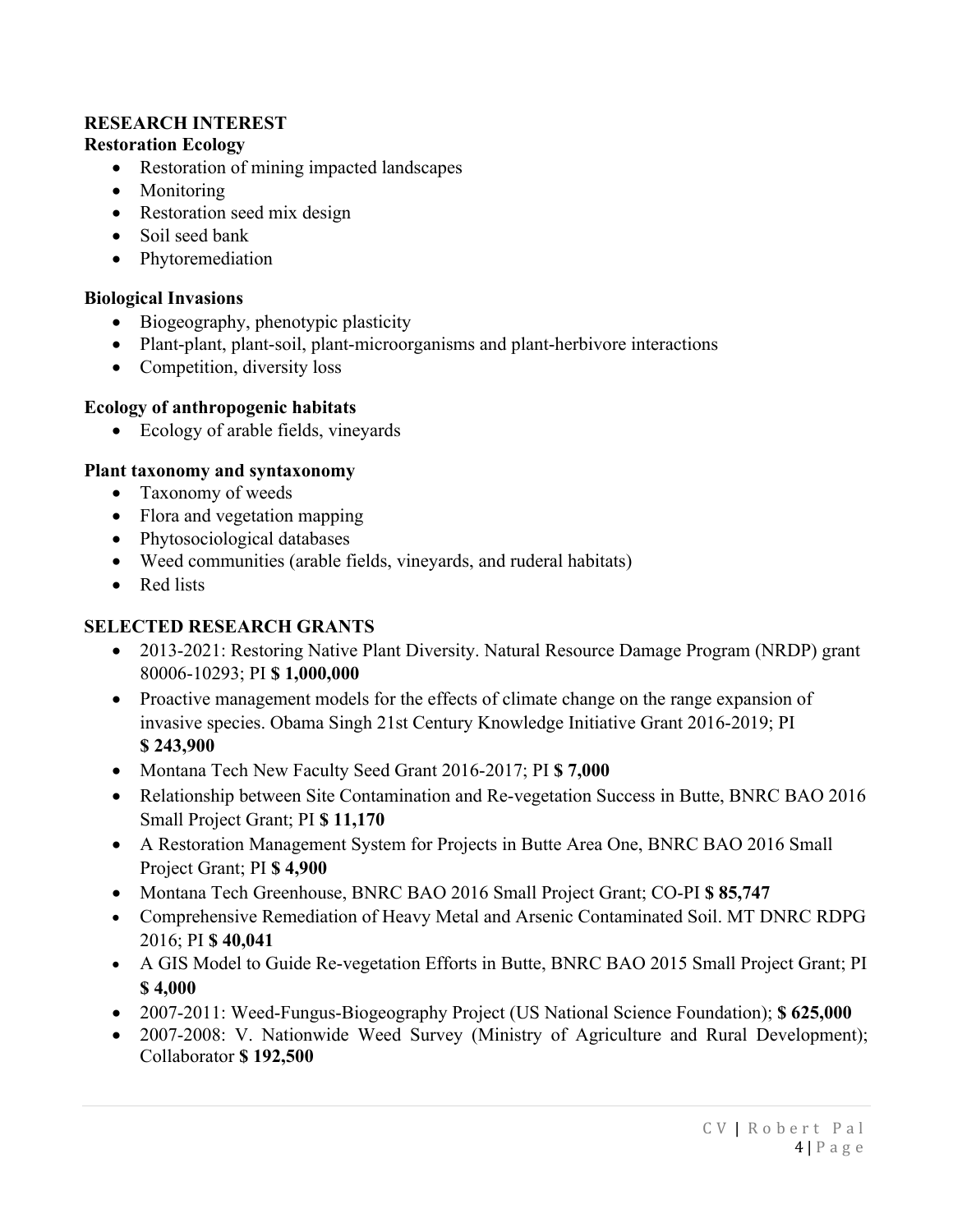## RESEARCH INTEREST

### Restoration Ecology

- Restoration of mining impacted landscapes
- Monitoring
- Restoration seed mix design
- Soil seed bank
- Phytoremediation

### Biological Invasions

- Biogeography, phenotypic plasticity
- Plant-plant, plant-soil, plant-microorganisms and plant-herbivore interactions
- Competition, diversity loss

### Ecology of anthropogenic habitats

- Ecology of arable fields, vineyards

### Plant taxonomy and syntaxonomy

- Taxonomy of weeds
- Flora and vegetation mapping
- Phytosociological databases
- Weed communities (arable fields, vineyards, and ruderal habitats)
- Red lists

## SELECTED RESEARCH GRANTS

- 2013-2021: Restoring Native Plant Diversity. Natural Resource Damage Program (NRDP) grant 80006-10293; PI **$ 1,000,000**
- Proactive management models for the effects of climate change on the range expansion of invasive species. Obama Singh 21st Century Knowledge Initiative Grant 2016-2019; PI **$ 243,900**
- Montana Tech New Faculty Seed Grant 2016-2017; PI **$ 7,000**
- Relationship between Site Contamination and Re-vegetation Success in Butte, BNRC BAO 2016 Small Project Grant; PI **$ 11,170**
- A Restoration Management System for Projects in Butte Area One, BNRC BAO 2016 Small Project Grant; PI **$ 4,900**
- Montana Tech Greenhouse, BNRC BAO 2016 Small Project Grant; CO-PI **$ 85,747**
- Comprehensive Remediation of Heavy Metal and Arsenic Contaminated Soil. MT DNRC RDPG 2016; PI **$ 40,041**
- A GIS Model to Guide Re-vegetation Efforts in Butte, BNRC BAO 2015 Small Project Grant; PI **$ 4,000**
- 2007-2011: Weed-Fungus-Biogeography Project (US National Science Foundation); **$ 625,000**
- 2007-2008: V. Nationwide Weed Survey (Ministry of Agriculture and Rural Development); Collaborator **$ 192,500**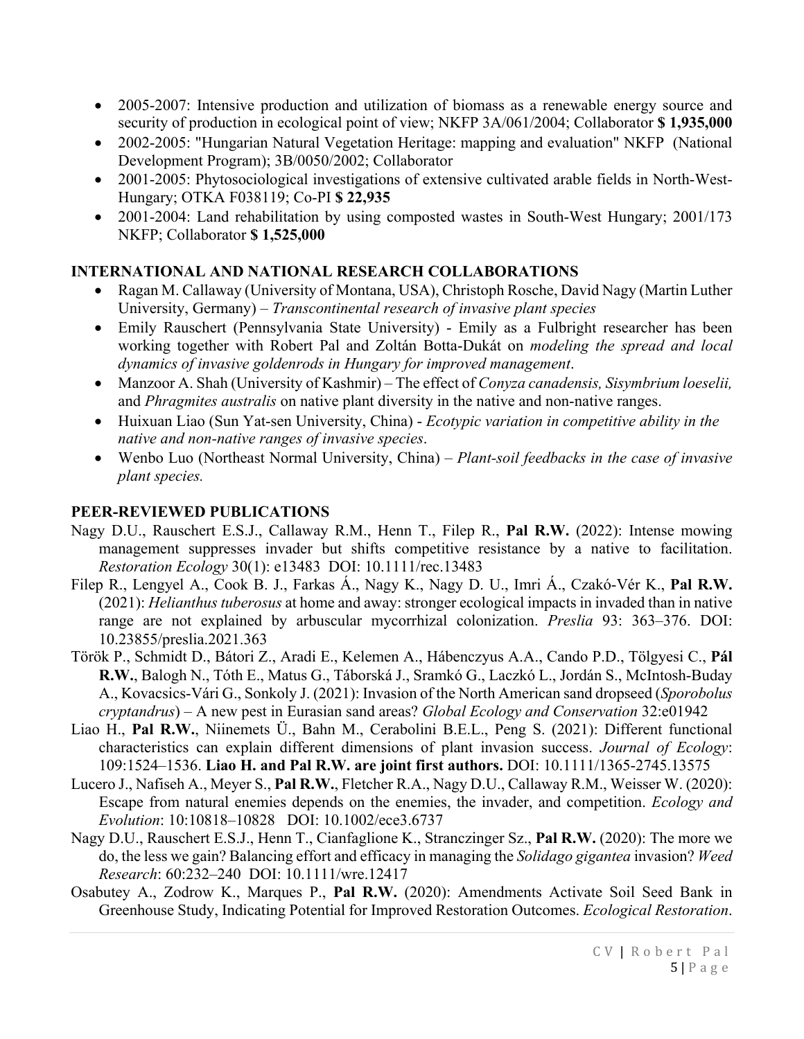- 2005-2007: Intensive production and utilization of biomass as a renewable energy source and security of production in ecological point of view; NKFP 3A/061/2004; Collaborator **$ 1,935,000**
- 2002-2005: "Hungarian Natural Vegetation Heritage: mapping and evaluation" NKFP (National Development Program); 3B/0050/2002; Collaborator
- 2001-2005: Phytosociological investigations of extensive cultivated arable fields in North-West-Hungary; OTKA F038119; Co-PI **$ 22,935**
- 2001-2004: Land rehabilitation by using composted wastes in South-West Hungary; 2001/173 NKFP; Collaborator **$ 1,525,000**

## INTERNATIONAL AND NATIONAL RESEARCH COLLABORATIONS

- Ragan M. Callaway (University of Montana, USA), Christoph Rosche, David Nagy (Martin Luther University, Germany) – *Transcontinental research of invasive plant species*
- Emily Rauschert (Pennsylvania State University) - Emily as a Fulbright researcher has been working together with Robert Pal and Zoltán Botta-Dukát on *modeling the spread and local dynamics of invasive goldenrods in Hungary for improved management*.
- Manzoor A. Shah (University of Kashmir) – The effect of *Conyza canadensis, Sisymbrium loeselii,* and *Phragmites australis* on native plant diversity in the native and non-native ranges.
- Huixuan Liao (Sun Yat-sen University, China) - *Ecotypic variation in competitive ability in the native and non-native ranges of invasive species*.
- Wenbo Luo (Northeast Normal University, China) – *Plant-soil feedbacks in the case of invasive plant species.*

## PEER-REVIEWED PUBLICATIONS

Nagy D.U., Rauschert E.S.J., Callaway R.M., Henn T., Filep R., **Pal R.W.** (2022): Intense mowing management suppresses invader but shifts competitive resistance by a native to facilitation. *Restoration Ecology* 30(1): e13483 DOI: 10.1111/rec.13483

Filep R., Lengyel A., Cook B. J., Farkas Á., Nagy K., Nagy D. U., Imri Á., Czakó-Vér K., **Pal R.W.** (2021): *Helianthus tuberosus* at home and away: stronger ecological impacts in invaded than in native range are not explained by arbuscular mycorrhizal colonization. *Preslia* 93: 363–376. DOI: 10.23855/preslia.2021.363

Török P., Schmidt D., Bátori Z., Aradi E., Kelemen A., Hábenczyus A.A., Cando P.D., Tölgyesi C., **Pál R.W.**, Balogh N., Tóth E., Matus G., Táborská J., Sramkó G., Laczkó L., Jordán S., McIntosh-Buday A., Kovacsics-Vári G., Sonkoly J. (2021): Invasion of the North American sand dropseed (*Sporobolus cryptandrus*) – A new pest in Eurasian sand areas? *Global Ecology and Conservation* 32:e01942

Liao H., **Pal R.W.**, Niinemets Ü., Bahn M., Cerabolini B.E.L., Peng S. (2021): Different functional characteristics can explain different dimensions of plant invasion success. *Journal of Ecology*: 109:1524–1536. **Liao H. and Pal R.W. are joint first authors.** DOI: 10.1111/1365-2745.13575

Lucero J., Nafiseh A., Meyer S., **Pal R.W.**, Fletcher R.A., Nagy D.U., Callaway R.M., Weisser W. (2020): Escape from natural enemies depends on the enemies, the invader, and competition. *Ecology and Evolution*: 10:10818–10828 DOI: 10.1002/ece3.6737

Nagy D.U., Rauschert E.S.J., Henn T., Cianfaglione K., Stranczinger Sz., **Pal R.W.** (2020): The more we do, the less we gain? Balancing effort and efficacy in managing the *Solidago gigantea* invasion? *Weed Research*: 60:232–240 DOI: 10.1111/wre.12417

Osabutey A., Zodrow K., Marques P., **Pal R.W.** (2020): Amendments Activate Soil Seed Bank in Greenhouse Study, Indicating Potential for Improved Restoration Outcomes. *Ecological Restoration*.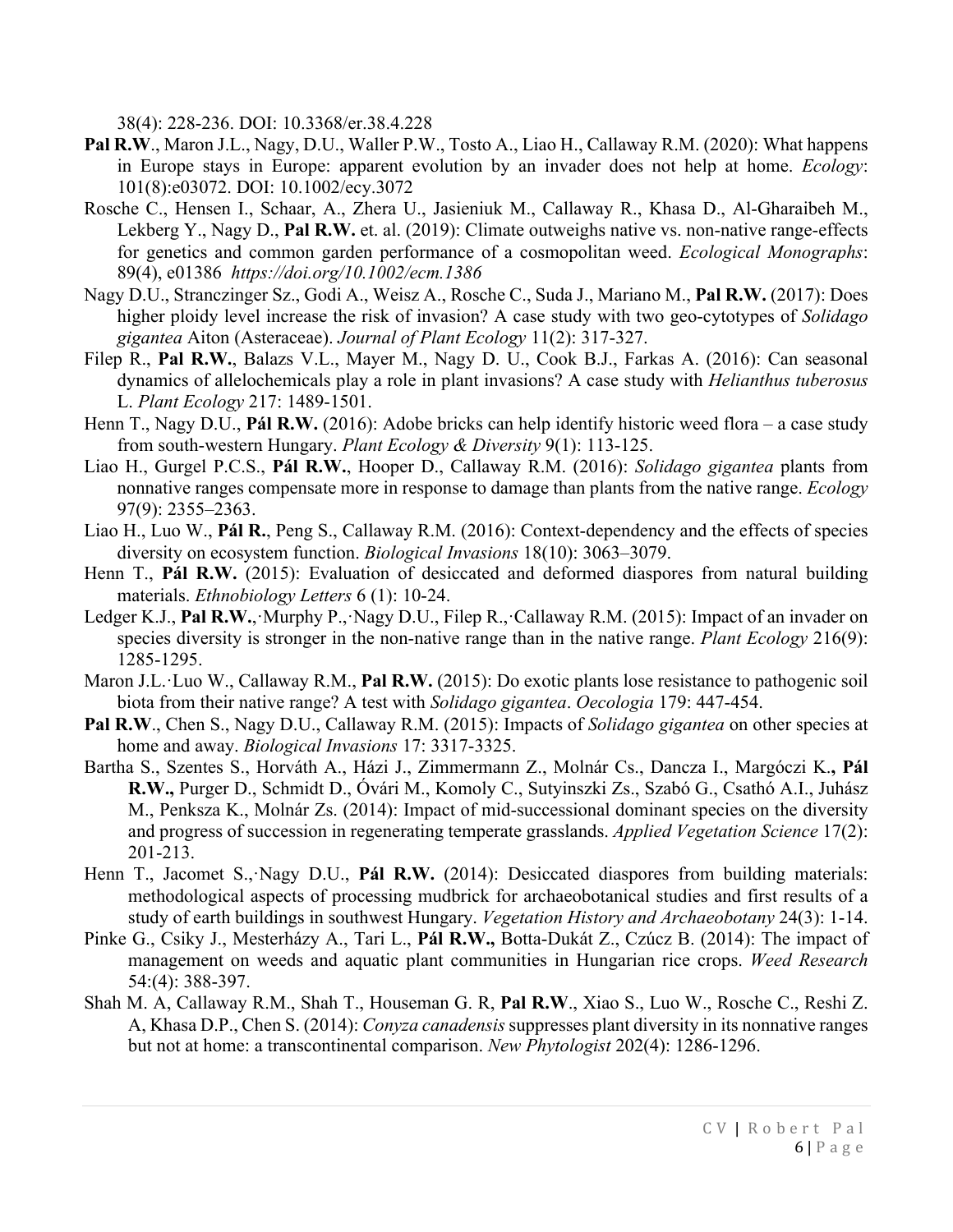38(4): 228-236. DOI: 10.3368/er.38.4.228

**Pal R.W**., Maron J.L., Nagy, D.U., Waller P.W., Tosto A., Liao H., Callaway R.M. (2020): What happens in Europe stays in Europe: apparent evolution by an invader does not help at home. *Ecology*: 101(8):e03072. DOI: 10.1002/ecy.3072

Rosche C., Hensen I., Schaar, A., Zhera U., Jasieniuk M., Callaway R., Khasa D., Al-Gharaibeh M., Lekberg Y., Nagy D., **Pal R.W.** et. al. (2019): Climate outweighs native vs. non-native range-effects for genetics and common garden performance of a cosmopolitan weed. *Ecological Monographs*: 89(4), e01386 *https://doi.org/10.1002/ecm.1386*

Nagy D.U., Stranczinger Sz., Godi A., Weisz A., Rosche C., Suda J., Mariano M., **Pal R.W.** (2017): Does higher ploidy level increase the risk of invasion? A case study with two geo-cytotypes of *Solidago gigantea* Aiton (Asteraceae). *Journal of Plant Ecology* 11(2): 317-327.

Filep R., **Pal R.W.**, Balazs V.L., Mayer M., Nagy D. U., Cook B.J., Farkas A. (2016): Can seasonal dynamics of allelochemicals play a role in plant invasions? A case study with *Helianthus tuberosus* L. *Plant Ecology* 217: 1489-1501.

Henn T., Nagy D.U., **Pál R.W.** (2016): Adobe bricks can help identify historic weed flora – a case study from south-western Hungary. *Plant Ecology & Diversity* 9(1): 113-125.

Liao H., Gurgel P.C.S., **Pál R.W.**, Hooper D., Callaway R.M. (2016): *Solidago gigantea* plants from nonnative ranges compensate more in response to damage than plants from the native range. *Ecology* 97(9): 2355–2363.

Liao H., Luo W., **Pál R.**, Peng S., Callaway R.M. (2016): Context-dependency and the effects of species diversity on ecosystem function. *Biological Invasions* 18(10): 3063–3079.

Henn T., **Pál R.W.** (2015): Evaluation of desiccated and deformed diaspores from natural building materials. *Ethnobiology Letters* 6 (1): 10-24.

Ledger K.J., **Pal R.W.**,·Murphy P.,·Nagy D.U., Filep R.,·Callaway R.M. (2015): Impact of an invader on species diversity is stronger in the non-native range than in the native range. *Plant Ecology* 216(9): 1285-1295.

Maron J.L.·Luo W., Callaway R.M., **Pal R.W.** (2015): Do exotic plants lose resistance to pathogenic soil biota from their native range? A test with *Solidago gigantea*. *Oecologia* 179: 447-454.

**Pal R.W**., Chen S., Nagy D.U., Callaway R.M. (2015): Impacts of *Solidago gigantea* on other species at home and away. *Biological Invasions* 17: 3317-3325.

Bartha S., Szentes S., Horváth A., Házi J., Zimmermann Z., Molnár Cs., Dancza I., Margóczi K.**, Pál R.W.,** Purger D., Schmidt D., Óvári M., Komoly C., Sutyinszki Zs., Szabó G., Csathó A.I., Juhász M., Penksza K., Molnár Zs. (2014): Impact of mid-successional dominant species on the diversity and progress of succession in regenerating temperate grasslands. *Applied Vegetation Science* 17(2): 201-213.

Henn T., Jacomet S.,·Nagy D.U., **Pál R.W.** (2014): Desiccated diaspores from building materials: methodological aspects of processing mudbrick for archaeobotanical studies and first results of a study of earth buildings in southwest Hungary. *Vegetation History and Archaeobotany* 24(3): 1-14.

Pinke G., Csiky J., Mesterházy A., Tari L., **Pál R.W.,** Botta-Dukát Z., Czúcz B. (2014): The impact of management on weeds and aquatic plant communities in Hungarian rice crops. *Weed Research* 54:(4): 388-397.

Shah M. A, Callaway R.M., Shah T., Houseman G. R, **Pal R.W**., Xiao S., Luo W., Rosche C., Reshi Z. A, Khasa D.P., Chen S. (2014): *Conyza canadensis* suppresses plant diversity in its nonnative ranges but not at home: a transcontinental comparison. *New Phytologist* 202(4): 1286-1296.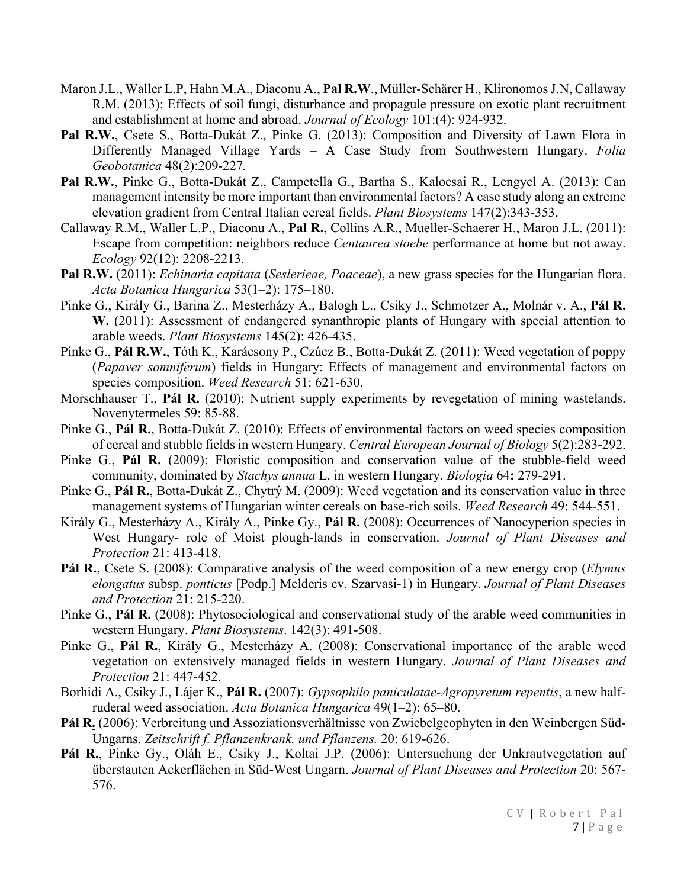Maron J.L., Waller L.P, Hahn M.A., Diaconu A., **Pal R.W**., Müller-Schärer H., Klironomos J.N, Callaway R.M. (2013): Effects of soil fungi, disturbance and propagule pressure on exotic plant recruitment and establishment at home and abroad. *Journal of Ecology* 101:(4): 924-932.

**Pal R.W.**, Csete S., Botta-Dukát Z., Pinke G. (2013): Composition and Diversity of Lawn Flora in Differently Managed Village Yards – A Case Study from Southwestern Hungary. *Folia Geobotanica* 48(2):209-227*.*

**Pal R.W.**, Pinke G., Botta-Dukát Z., Campetella G., Bartha S., Kalocsai R., Lengyel A. (2013): Can management intensity be more important than environmental factors? A case study along an extreme elevation gradient from Central Italian cereal fields. *Plant Biosystems* 147(2):343-353.

Callaway R.M., Waller L.P., Diaconu A., **Pal R.**, Collins A.R., Mueller-Schaerer H., Maron J.L. (2011): Escape from competition: neighbors reduce *Centaurea stoebe* performance at home but not away. *Ecology* 92(12): 2208-2213.

**Pal R.W.** (2011): *Echinaria capitata* (*Seslerieae, Poaceae*), a new grass species for the Hungarian flora. *Acta Botanica Hungarica* 53(1–2): 175–180.

Pinke G., Király G., Barina Z., Mesterházy A., Balogh L., Csiky J., Schmotzer A., Molnár v. A., **Pál R. W.** (2011): Assessment of endangered synanthropic plants of Hungary with special attention to arable weeds. *Plant Biosystems* 145(2): 426-435.

Pinke G., **Pál R.W.**, Tóth K., Karácsony P., Czúcz B., Botta-Dukát Z. (2011): Weed vegetation of poppy (*Papaver somniferum*) fields in Hungary: Effects of management and environmental factors on species composition. *Weed Research* 51: 621-630.

Morschhauser T., **Pál R.** (2010): Nutrient supply experiments by revegetation of mining wastelands. Novenytermeles 59: 85-88.

Pinke G., **Pál R.**, Botta-Dukát Z. (2010): Effects of environmental factors on weed species composition of cereal and stubble fields in western Hungary. *Central European Journal of Biology* 5(2):283-292.

Pinke G., **Pál R.** (2009): Floristic composition and conservation value of the stubble-field weed community, dominated by *Stachys annua* L. in western Hungary. *Biologia* 64**:** 279-291.

Pinke G., **Pál R.**, Botta-Dukát Z., Chytrý M. (2009): Weed vegetation and its conservation value in three management systems of Hungarian winter cereals on base-rich soils. *Weed Research* 49: 544-551.

Király G., Mesterházy A., Király A., Pinke Gy., **Pál R.** (2008): Occurrences of Nanocyperion species in West Hungary- role of Moist plough-lands in conservation. *Journal of Plant Diseases and Protection* 21: 413-418.

**Pál R.**, Csete S. (2008): Comparative analysis of the weed composition of a new energy crop (*Elymus elongatus* subsp. *ponticus* [Podp.] Melderis cv. Szarvasi-1) in Hungary. *Journal of Plant Diseases and Protection* 21: 215-220.

Pinke G., **Pál R.** (2008): Phytosociological and conservational study of the arable weed communities in western Hungary. *Plant Biosystems*. 142(3): 491-508.

Pinke G., **Pál R.**, Király G., Mesterházy A. (2008): Conservational importance of the arable weed vegetation on extensively managed fields in western Hungary. *Journal of Plant Diseases and Protection* 21: 447-452.

Borhidi A., Csiky J., Lájer K., **Pál R.** (2007): *Gypsophilo paniculatae-Agropyretum repentis*, a new half-ruderal weed association. *Acta Botanica Hungarica* 49(1–2): 65–80.

**Pál R.** (2006): Verbreitung und Assoziationsverhältnisse von Zwiebelgeophyten in den Weinbergen Süd-Ungarns. *Zeitschrift f. Pflanzenkrank. und Pflanzens.* 20: 619-626.

**Pál R.**, Pinke Gy., Oláh E., Csiky J., Koltai J.P. (2006): Untersuchung der Unkrautvegetation auf überstauten Ackerflächen in Süd-West Ungarn. *Journal of Plant Diseases and Protection* 20: 567-576.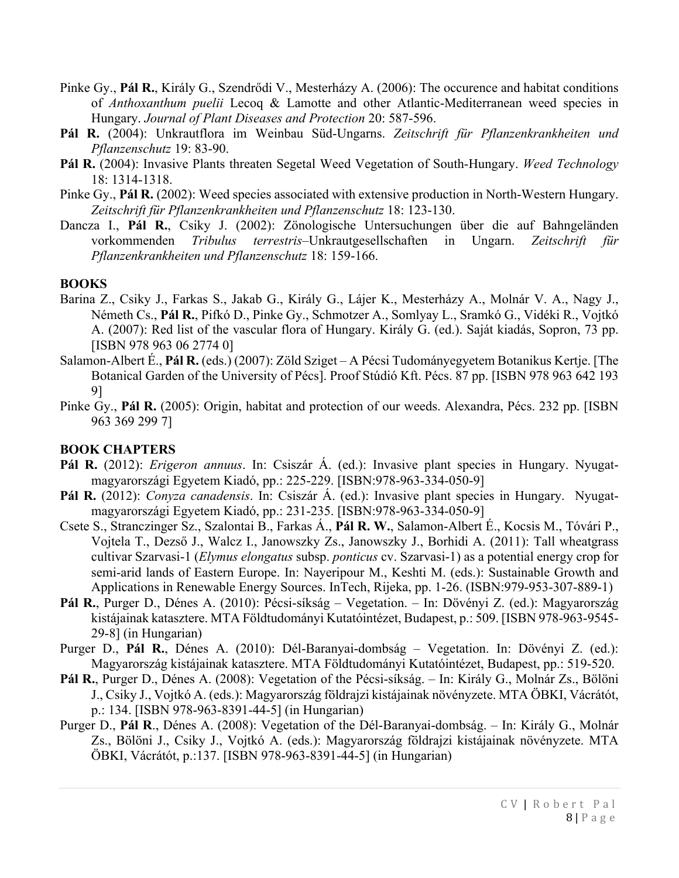Pinke Gy., **Pál R.**, Király G., Szendrődi V., Mesterházy A. (2006): The occurence and habitat conditions of *Anthoxanthum puelii* Lecoq & Lamotte and other Atlantic-Mediterranean weed species in Hungary. *Journal of Plant Diseases and Protection* 20: 587-596.

**Pál R.** (2004): Unkrautflora im Weinbau Süd-Ungarns. *Zeitschrift für Pflanzenkrankheiten und Pflanzenschutz* 19: 83-90.

**Pál R.** (2004): Invasive Plants threaten Segetal Weed Vegetation of South-Hungary. *Weed Technology* 18: 1314-1318.

Pinke Gy., **Pál R.** (2002): Weed species associated with extensive production in North-Western Hungary. *Zeitschrift für Pflanzenkrankheiten und Pflanzenschutz* 18: 123-130.

Dancza I., **Pál R.**, Csiky J. (2002): Zönologische Untersuchungen über die auf Bahngeländen vorkommenden *Tribulus terrestris*–Unkrautgesellschaften in Ungarn. *Zeitschrift für Pflanzenkrankheiten und Pflanzenschutz* 18: 159-166.

## BOOKS

Barina Z., Csiky J., Farkas S., Jakab G., Király G., Lájer K., Mesterházy A., Molnár V. A., Nagy J., Németh Cs., **Pál R.**, Pifkó D., Pinke Gy., Schmotzer A., Somlyay L., Sramkó G., Vidéki R., Vojtkó A. (2007): Red list of the vascular flora of Hungary. Király G. (ed.). Saját kiadás, Sopron, 73 pp. [ISBN 978 963 06 2774 0]

Salamon-Albert É., **Pál R.** (eds.) (2007): Zöld Sziget – A Pécsi Tudományegyetem Botanikus Kertje. [The Botanical Garden of the University of Pécs]. Proof Stúdió Kft. Pécs. 87 pp. [ISBN 978 963 642 193 9]

Pinke Gy., **Pál R.** (2005): Origin, habitat and protection of our weeds. Alexandra, Pécs. 232 pp. [ISBN 963 369 299 7]

## BOOK CHAPTERS

**Pál R.** (2012): *Erigeron annuus*. In: Csiszár Á. (ed.): Invasive plant species in Hungary. Nyugat-magyarországi Egyetem Kiadó, pp.: 225-229. [ISBN:978-963-334-050-9]

**Pál R.** (2012): *Conyza canadensis*. In: Csiszár Á. (ed.): Invasive plant species in Hungary. Nyugat-magyarországi Egyetem Kiadó, pp.: 231-235. [ISBN:978-963-334-050-9]

Csete S., Stranczinger Sz., Szalontai B., Farkas Á., **Pál R. W.**, Salamon-Albert É., Kocsis M., Tóvári P., Vojtela T., Dezső J., Walcz I., Janowszky Zs., Janowszky J., Borhidi A. (2011): Tall wheatgrass cultivar Szarvasi-1 (*Elymus elongatus* subsp. *ponticus* cv. Szarvasi-1) as a potential energy crop for semi-arid lands of Eastern Europe. In: Nayeripour M., Keshti M. (eds.): Sustainable Growth and Applications in Renewable Energy Sources. InTech, Rijeka, pp. 1-26. (ISBN:979-953-307-889-1)

**Pál R.**, Purger D., Dénes A. (2010): Pécsi-síkság – Vegetation. – In: Dövényi Z. (ed.): Magyarország kistájainak katasztere. MTA Földtudományi Kutatóintézet, Budapest, p.: 509. [ISBN 978-963-9545-29-8] (in Hungarian)

Purger D., **Pál R.**, Dénes A. (2010): Dél-Baranyai-dombság – Vegetation. In: Dövényi Z. (ed.): Magyarország kistájainak katasztere. MTA Földtudományi Kutatóintézet, Budapest, pp.: 519-520.

**Pál R.**, Purger D., Dénes A. (2008): Vegetation of the Pécsi-síkság. – In: Király G., Molnár Zs., Bölöni J., Csiky J., Vojtkó A. (eds.): Magyarország földrajzi kistájainak növényzete. MTA ÖBKI, Vácrátót, p.: 134. [ISBN 978-963-8391-44-5] (in Hungarian)

Purger D., **Pál R**., Dénes A. (2008): Vegetation of the Dél-Baranyai-dombság. – In: Király G., Molnár Zs., Bölöni J., Csiky J., Vojtkó A. (eds.): Magyarország földrajzi kistájainak növényzete. MTA ÖBKI, Vácrátót, p.:137. [ISBN 978-963-8391-44-5] (in Hungarian)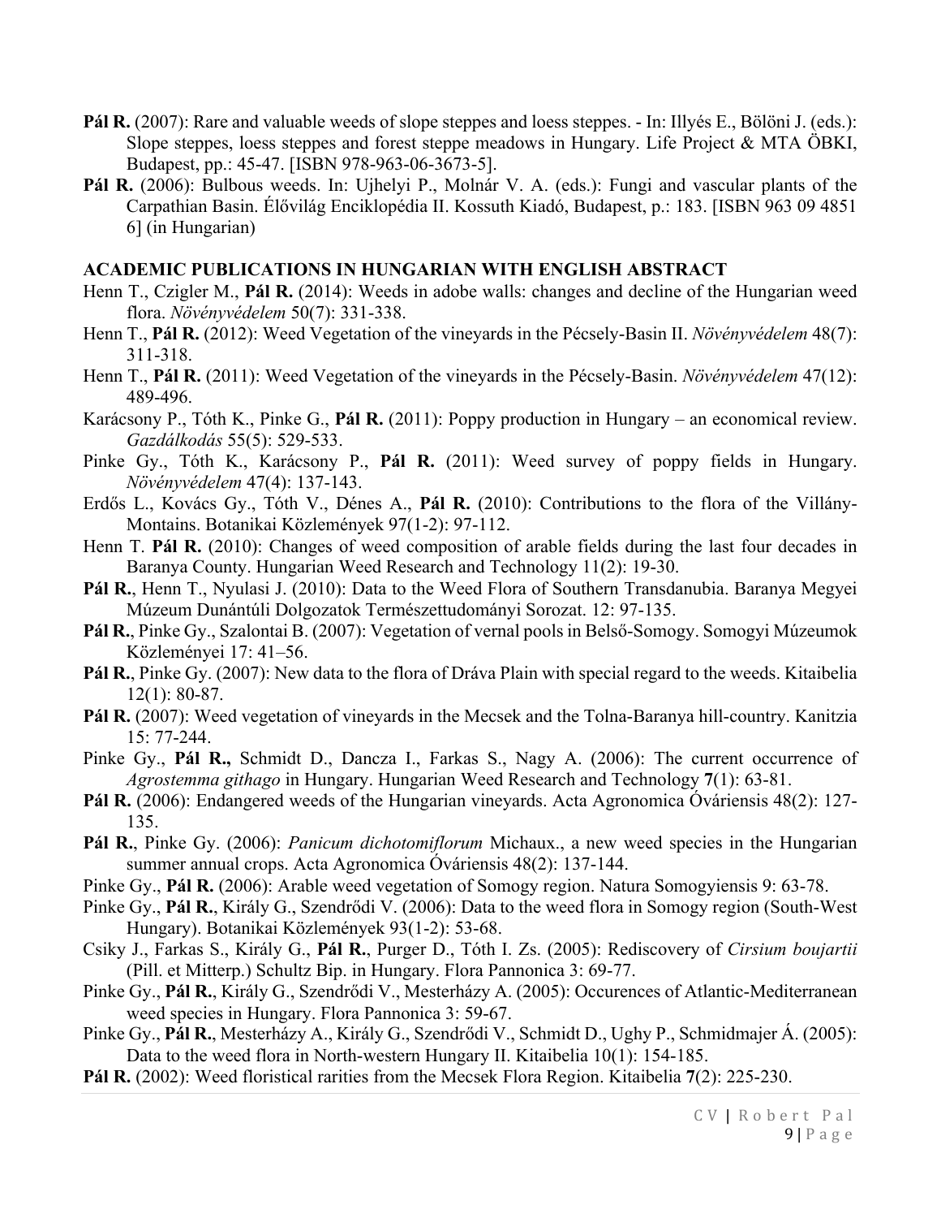**Pál R.** (2007): Rare and valuable weeds of slope steppes and loess steppes. - In: Illyés E., Bölöni J. (eds.): Slope steppes, loess steppes and forest steppe meadows in Hungary. Life Project & MTA ÖBKI, Budapest, pp.: 45-47. [ISBN 978-963-06-3673-5].

**Pál R.** (2006): Bulbous weeds. In: Ujhelyi P., Molnár V. A. (eds.): Fungi and vascular plants of the Carpathian Basin. Élővilág Enciklopédia II. Kossuth Kiadó, Budapest, p.: 183. [ISBN 963 09 4851 6] (in Hungarian)

**ACADEMIC PUBLICATIONS IN HUNGARIAN WITH ENGLISH ABSTRACT**

Henn T., Czigler M., **Pál R.** (2014): Weeds in adobe walls: changes and decline of the Hungarian weed flora. *Növényvédelem* 50(7): 331-338.

Henn T., **Pál R.** (2012): Weed Vegetation of the vineyards in the Pécsely-Basin II. *Növényvédelem* 48(7): 311-318.

Henn T., **Pál R.** (2011): Weed Vegetation of the vineyards in the Pécsely-Basin. *Növényvédelem* 47(12): 489-496.

Karácsony P., Tóth K., Pinke G., **Pál R.** (2011): Poppy production in Hungary – an economical review. *Gazdálkodás* 55(5): 529-533.

Pinke Gy., Tóth K., Karácsony P., **Pál R.** (2011): Weed survey of poppy fields in Hungary. *Növényvédelem* 47(4): 137-143.

Erdős L., Kovács Gy., Tóth V., Dénes A., **Pál R.** (2010): Contributions to the flora of the Villány-Montains. Botanikai Közlemények 97(1-2): 97-112.

Henn T. **Pál R.** (2010): Changes of weed composition of arable fields during the last four decades in Baranya County. Hungarian Weed Research and Technology 11(2): 19-30.

**Pál R.**, Henn T., Nyulasi J. (2010): Data to the Weed Flora of Southern Transdanubia. Baranya Megyei Múzeum Dunántúli Dolgozatok Természettudományi Sorozat. 12: 97-135.

**Pál R.**, Pinke Gy., Szalontai B. (2007): Vegetation of vernal pools in Belső-Somogy. Somogyi Múzeumok Közleményei 17: 41–56.

**Pál R.**, Pinke Gy. (2007): New data to the flora of Dráva Plain with special regard to the weeds. Kitaibelia 12(1): 80-87.

**Pál R.** (2007): Weed vegetation of vineyards in the Mecsek and the Tolna-Baranya hill-country. Kanitzia 15: 77-244.

Pinke Gy., **Pál R.,** Schmidt D., Dancza I., Farkas S., Nagy A. (2006): The current occurrence of *Agrostemma githago* in Hungary. Hungarian Weed Research and Technology **7**(1): 63-81.

**Pál R.** (2006): Endangered weeds of the Hungarian vineyards. Acta Agronomica Óváriensis 48(2): 127-135.

**Pál R.**, Pinke Gy. (2006): *Panicum dichotomiflorum* Michaux., a new weed species in the Hungarian summer annual crops. Acta Agronomica Óváriensis 48(2): 137-144.

Pinke Gy., **Pál R.** (2006): Arable weed vegetation of Somogy region. Natura Somogyiensis 9: 63-78.

Pinke Gy., **Pál R.**, Király G., Szendrődi V. (2006): Data to the weed flora in Somogy region (South-West Hungary). Botanikai Közlemények 93(1-2): 53-68.

Csiky J., Farkas S., Király G., **Pál R.**, Purger D., Tóth I. Zs. (2005): Rediscovery of *Cirsium boujartii* (Pill. et Mitterp.) Schultz Bip. in Hungary. Flora Pannonica 3: 69-77.

Pinke Gy., **Pál R.**, Király G., Szendrődi V., Mesterházy A. (2005): Occurences of Atlantic-Mediterranean weed species in Hungary. Flora Pannonica 3: 59-67.

Pinke Gy., **Pál R.**, Mesterházy A., Király G., Szendrődi V., Schmidt D., Ughy P., Schmidmajer Á. (2005): Data to the weed flora in North-western Hungary II. Kitaibelia 10(1): 154-185.

**Pál R.** (2002): Weed floristical rarities from the Mecsek Flora Region. Kitaibelia **7**(2): 225-230.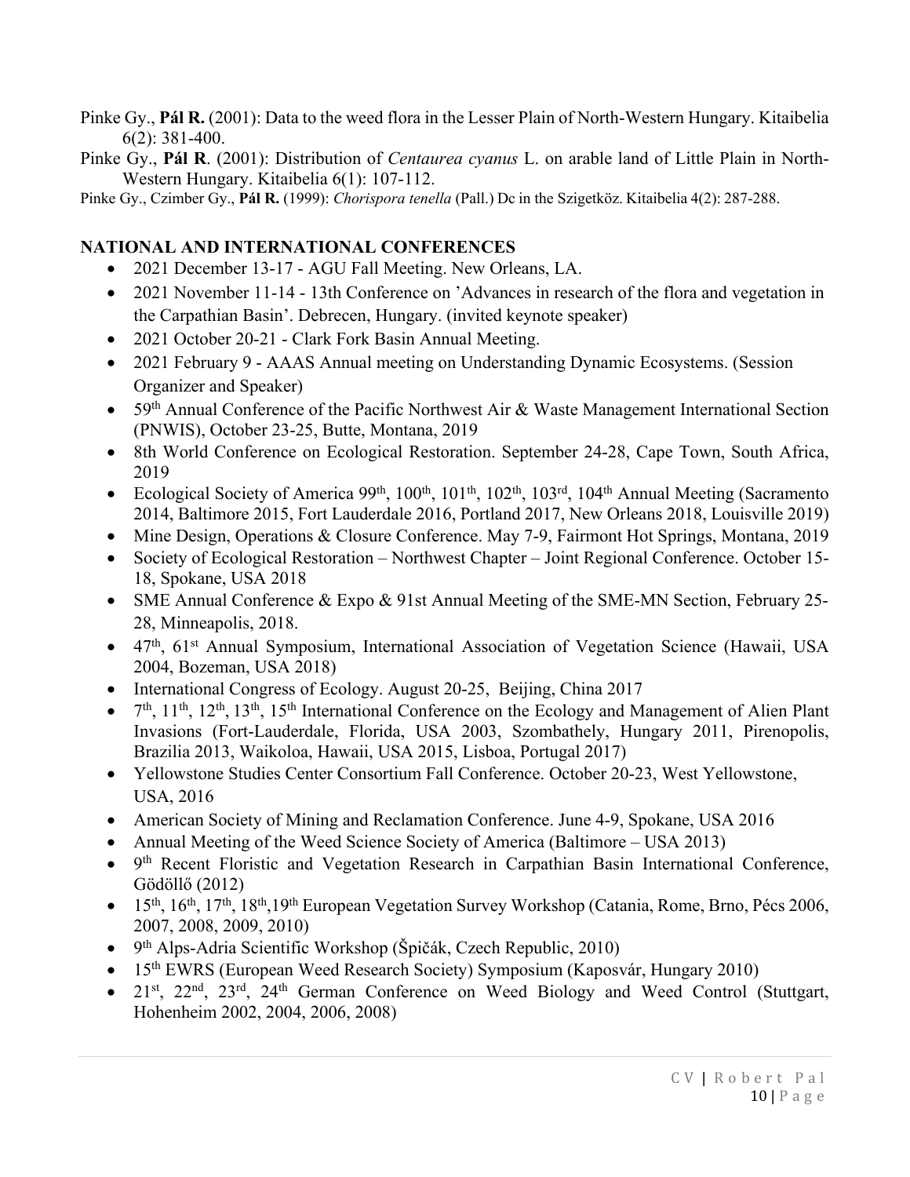Pinke Gy., **Pál R.** (2001): Data to the weed flora in the Lesser Plain of North-Western Hungary. Kitaibelia 6(2): 381-400.

Pinke Gy., **Pál R**. (2001): Distribution of *Centaurea cyanus* L. on arable land of Little Plain in North-Western Hungary. Kitaibelia 6(1): 107-112.

Pinke Gy., Czimber Gy., **Pál R.** (1999): *Chorispora tenella* (Pall.) Dc in the Szigetköz. Kitaibelia 4(2): 287-288.

## NATIONAL AND INTERNATIONAL CONFERENCES

- 2021 December 13-17 - AGU Fall Meeting. New Orleans, LA.
- 2021 November 11-14 - 13th Conference on 'Advances in research of the flora and vegetation in the Carpathian Basin'. Debrecen, Hungary. (invited keynote speaker)
- 2021 October 20-21 - Clark Fork Basin Annual Meeting.
- 2021 February 9 - AAAS Annual meeting on Understanding Dynamic Ecosystems. (Session Organizer and Speaker)
- 59th Annual Conference of the Pacific Northwest Air & Waste Management International Section (PNWIS), October 23-25, Butte, Montana, 2019
- 8th World Conference on Ecological Restoration. September 24-28, Cape Town, South Africa, 2019
- Ecological Society of America 99th, 100th, 101th, 102th, 103rd, 104th Annual Meeting (Sacramento 2014, Baltimore 2015, Fort Lauderdale 2016, Portland 2017, New Orleans 2018, Louisville 2019)
- Mine Design, Operations & Closure Conference. May 7-9, Fairmont Hot Springs, Montana, 2019
- Society of Ecological Restoration – Northwest Chapter – Joint Regional Conference. October 15-18, Spokane, USA 2018
- SME Annual Conference & Expo & 91st Annual Meeting of the SME-MN Section, February 25-28, Minneapolis, 2018.
- 47th, 61st Annual Symposium, International Association of Vegetation Science (Hawaii, USA 2004, Bozeman, USA 2018)
- International Congress of Ecology. August 20-25, Beijing, China 2017
- 7th, 11th, 12th, 13th, 15th International Conference on the Ecology and Management of Alien Plant Invasions (Fort-Lauderdale, Florida, USA 2003, Szombathely, Hungary 2011, Pirenopolis, Brazilia 2013, Waikoloa, Hawaii, USA 2015, Lisboa, Portugal 2017)
- Yellowstone Studies Center Consortium Fall Conference. October 20-23, West Yellowstone, USA, 2016
- American Society of Mining and Reclamation Conference. June 4-9, Spokane, USA 2016
- Annual Meeting of the Weed Science Society of America (Baltimore – USA 2013)
- 9th Recent Floristic and Vegetation Research in Carpathian Basin International Conference, Gödöllő (2012)
- 15th, 16th, 17th, 18th,19th European Vegetation Survey Workshop (Catania, Rome, Brno, Pécs 2006, 2007, 2008, 2009, 2010)
- 9th Alps-Adria Scientific Workshop (Špičák, Czech Republic, 2010)
- 15th EWRS (European Weed Research Society) Symposium (Kaposvár, Hungary 2010)
- 21st, 22nd, 23rd, 24th German Conference on Weed Biology and Weed Control (Stuttgart, Hohenheim 2002, 2004, 2006, 2008)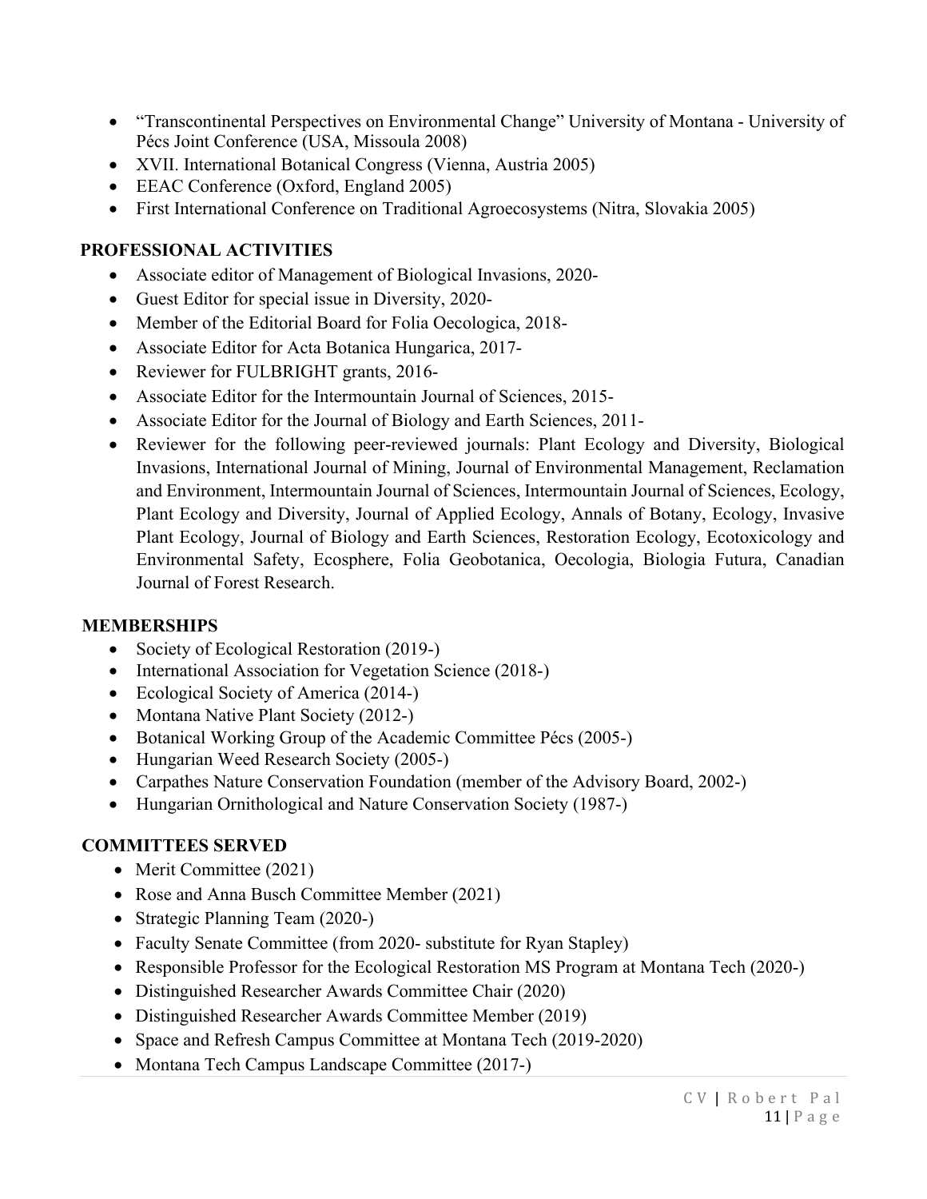- "Transcontinental Perspectives on Environmental Change" University of Montana - University of Pécs Joint Conference (USA, Missoula 2008)
- XVII. International Botanical Congress (Vienna, Austria 2005)
- EEAC Conference (Oxford, England 2005)
- First International Conference on Traditional Agroecosystems (Nitra, Slovakia 2005)

## PROFESSIONAL ACTIVITIES

- Associate editor of Management of Biological Invasions, 2020-
- Guest Editor for special issue in Diversity, 2020-
- Member of the Editorial Board for Folia Oecologica, 2018-
- Associate Editor for Acta Botanica Hungarica, 2017-
- Reviewer for FULBRIGHT grants, 2016-
- Associate Editor for the Intermountain Journal of Sciences, 2015-
- Associate Editor for the Journal of Biology and Earth Sciences, 2011-
- Reviewer for the following peer-reviewed journals: Plant Ecology and Diversity, Biological Invasions, International Journal of Mining, Journal of Environmental Management, Reclamation and Environment, Intermountain Journal of Sciences, Intermountain Journal of Sciences, Ecology, Plant Ecology and Diversity, Journal of Applied Ecology, Annals of Botany, Ecology, Invasive Plant Ecology, Journal of Biology and Earth Sciences, Restoration Ecology, Ecotoxicology and Environmental Safety, Ecosphere, Folia Geobotanica, Oecologia, Biologia Futura, Canadian Journal of Forest Research.

## MEMBERSHIPS

- Society of Ecological Restoration (2019-)
- International Association for Vegetation Science (2018-)
- Ecological Society of America (2014-)
- Montana Native Plant Society (2012-)
- Botanical Working Group of the Academic Committee Pécs (2005-)
- Hungarian Weed Research Society (2005-)
- Carpathes Nature Conservation Foundation (member of the Advisory Board, 2002-)
- Hungarian Ornithological and Nature Conservation Society (1987-)

## COMMITTEES SERVED

- Merit Committee (2021)
- Rose and Anna Busch Committee Member (2021)
- Strategic Planning Team (2020-)
- Faculty Senate Committee (from 2020- substitute for Ryan Stapley)
- Responsible Professor for the Ecological Restoration MS Program at Montana Tech (2020-)
- Distinguished Researcher Awards Committee Chair (2020)
- Distinguished Researcher Awards Committee Member (2019)
- Space and Refresh Campus Committee at Montana Tech (2019-2020)
- Montana Tech Campus Landscape Committee (2017-)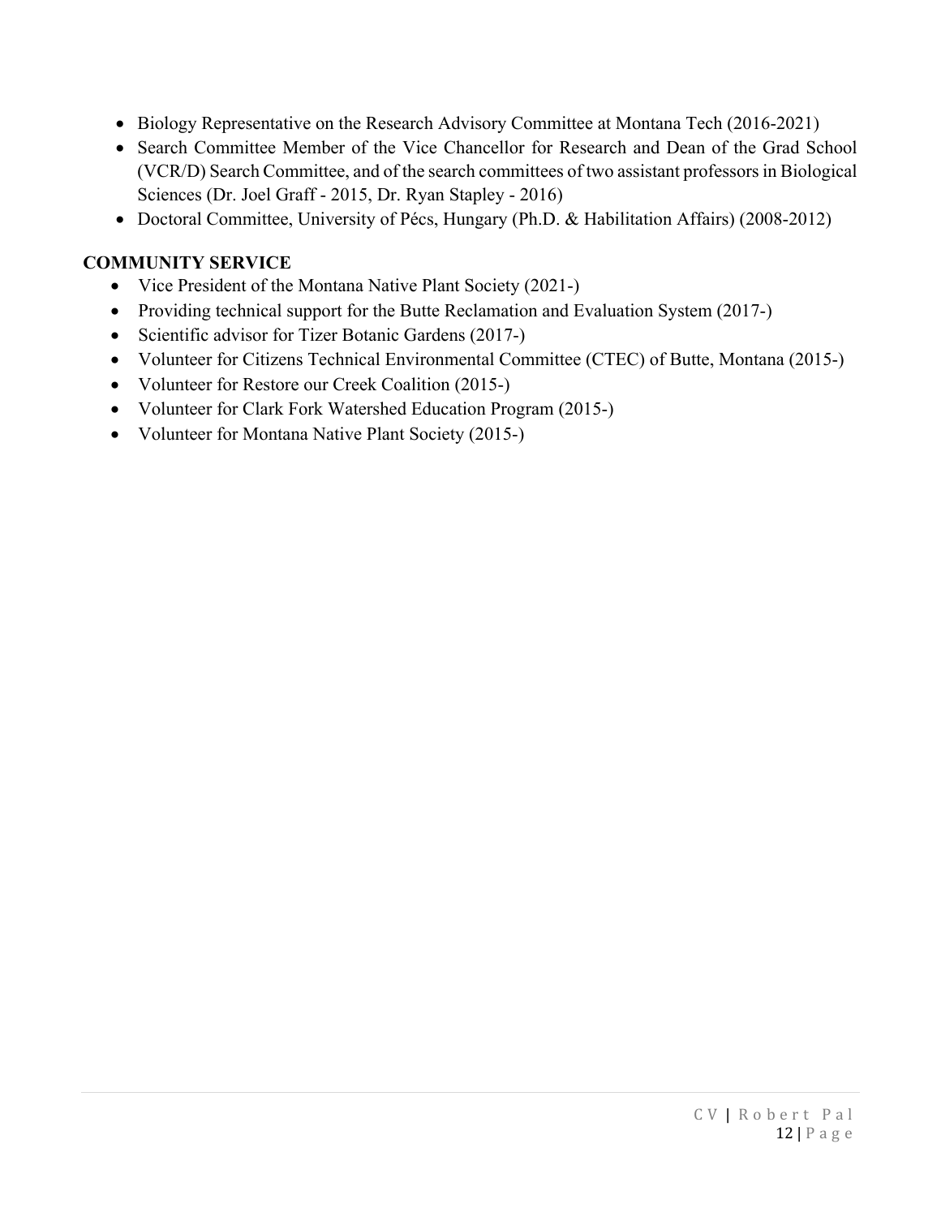- Biology Representative on the Research Advisory Committee at Montana Tech (2016-2021)
- Search Committee Member of the Vice Chancellor for Research and Dean of the Grad School (VCR/D) Search Committee, and of the search committees of two assistant professors in Biological Sciences (Dr. Joel Graff - 2015, Dr. Ryan Stapley - 2016)
- Doctoral Committee, University of Pécs, Hungary (Ph.D. & Habilitation Affairs) (2008-2012)

## COMMUNITY SERVICE

- Vice President of the Montana Native Plant Society (2021-)
- Providing technical support for the Butte Reclamation and Evaluation System (2017-)
- Scientific advisor for Tizer Botanic Gardens (2017-)
- Volunteer for Citizens Technical Environmental Committee (CTEC) of Butte, Montana (2015-)
- Volunteer for Restore our Creek Coalition (2015-)
- Volunteer for Clark Fork Watershed Education Program (2015-)
- Volunteer for Montana Native Plant Society (2015-)